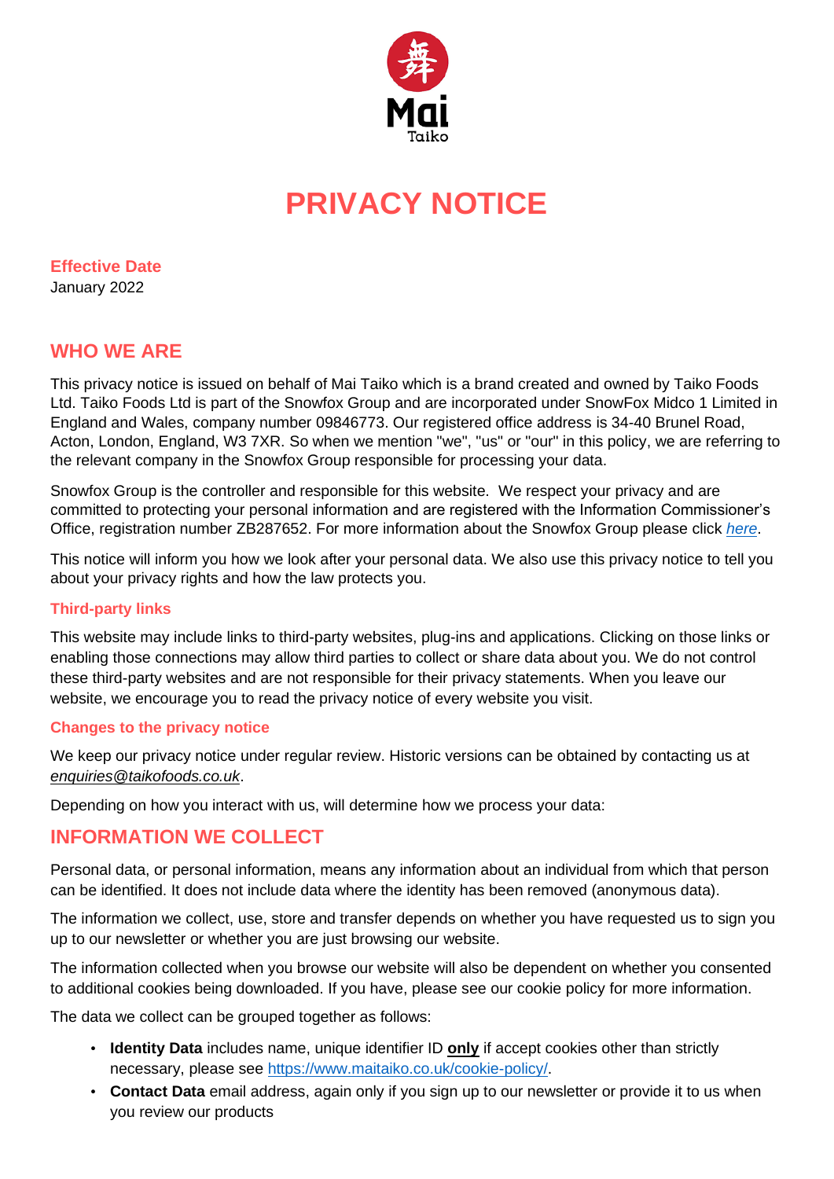# PRIVACY NOTICE

**Effective Date**
January 2022

## WHO WE ARE

This privacy notice is issued on behalf of Mai Taiko which is a brand created and owned by Taiko Foods Ltd. Taiko Foods Ltd is part of the Snowfox Group and are incorporated under SnowFox Midco 1 Limited in England and Wales, company number 09846773. Our registered office address is 34-40 Brunel Road, Acton, London, England, W3 7XR. So when we mention "we", "us" or "our" in this policy, we are referring to the relevant company in the Snowfox Group responsible for processing your data.

Snowfox Group is the controller and responsible for this website. We respect your privacy and are committed to protecting your personal information and are registered with the Information Commissioner's Office, registration number ZB287652. For more information about the Snowfox Group please click *here*.

This notice will inform you how we look after your personal data. We also use this privacy notice to tell you about your privacy rights and how the law protects you.

### Third-party links

This website may include links to third-party websites, plug-ins and applications. Clicking on those links or enabling those connections may allow third parties to collect or share data about you. We do not control these third-party websites and are not responsible for their privacy statements. When you leave our website, we encourage you to read the privacy notice of every website you visit.

### Changes to the privacy notice

We keep our privacy notice under regular review. Historic versions can be obtained by contacting us at *enquiries@taikofoods.co.uk*.

Depending on how you interact with us, will determine how we process your data:

## INFORMATION WE COLLECT

Personal data, or personal information, means any information about an individual from which that person can be identified. It does not include data where the identity has been removed (anonymous data).

The information we collect, use, store and transfer depends on whether you have requested us to sign you up to our newsletter or whether you are just browsing our website.

The information collected when you browse our website will also be dependent on whether you consented to additional cookies being downloaded. If you have, please see our cookie policy for more information.

The data we collect can be grouped together as follows:

- **Identity Data** includes name, unique identifier ID **only** if accept cookies other than strictly necessary, please see https://www.maitaiko.co.uk/cookie-policy/.
- **Contact Data** email address, again only if you sign up to our newsletter or provide it to us when you review our products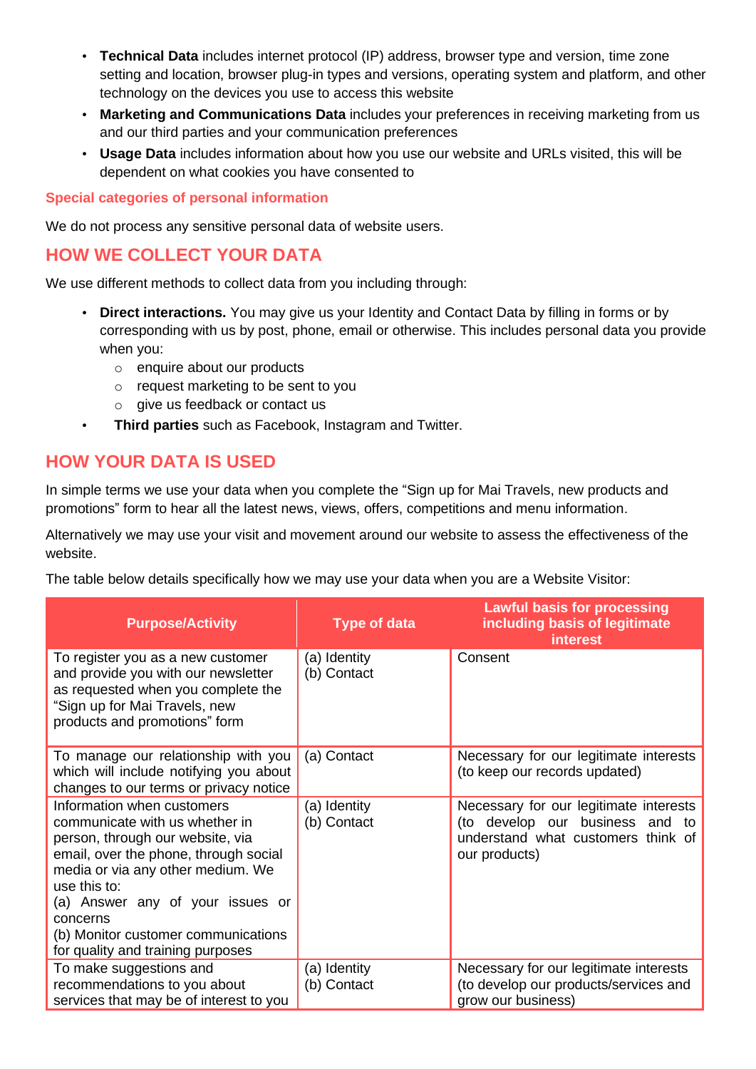- **Technical Data** includes internet protocol (IP) address, browser type and version, time zone setting and location, browser plug-in types and versions, operating system and platform, and other technology on the devices you use to access this website
- **Marketing and Communications Data** includes your preferences in receiving marketing from us and our third parties and your communication preferences
- **Usage Data** includes information about how you use our website and URLs visited, this will be dependent on what cookies you have consented to

### Special categories of personal information

We do not process any sensitive personal data of website users.

## HOW WE COLLECT YOUR DATA

We use different methods to collect data from you including through:

- **Direct interactions.** You may give us your Identity and Contact Data by filling in forms or by corresponding with us by post, phone, email or otherwise. This includes personal data you provide when you:
  - enquire about our products
  - request marketing to be sent to you
  - give us feedback or contact us
- **Third parties** such as Facebook, Instagram and Twitter.

## HOW YOUR DATA IS USED

In simple terms we use your data when you complete the “Sign up for Mai Travels, new products and promotions” form to hear all the latest news, views, offers, competitions and menu information.

Alternatively we may use your visit and movement around our website to assess the effectiveness of the website.

The table below details specifically how we may use your data when you are a Website Visitor:

| Purpose/Activity | Type of data | Lawful basis for processing including basis of legitimate interest |
|---|---|---|
| To register you as a new customer and provide you with our newsletter as requested when you complete the “Sign up for Mai Travels, new products and promotions” form | (a) Identity<br>(b) Contact | Consent |
| To manage our relationship with you which will include notifying you about changes to our terms or privacy notice | (a) Contact | Necessary for our legitimate interests (to keep our records updated) |
| Information when customers communicate with us whether in person, through our website, via email, over the phone, through social media or via any other medium. We use this to:<br>(a) Answer any of your issues or concerns<br>(b) Monitor customer communications for quality and training purposes | (a) Identity<br>(b) Contact | Necessary for our legitimate interests (to develop our business and to understand what customers think of our products) |
| To make suggestions and recommendations to you about services that may be of interest to you | (a) Identity<br>(b) Contact | Necessary for our legitimate interests (to develop our products/services and grow our business) |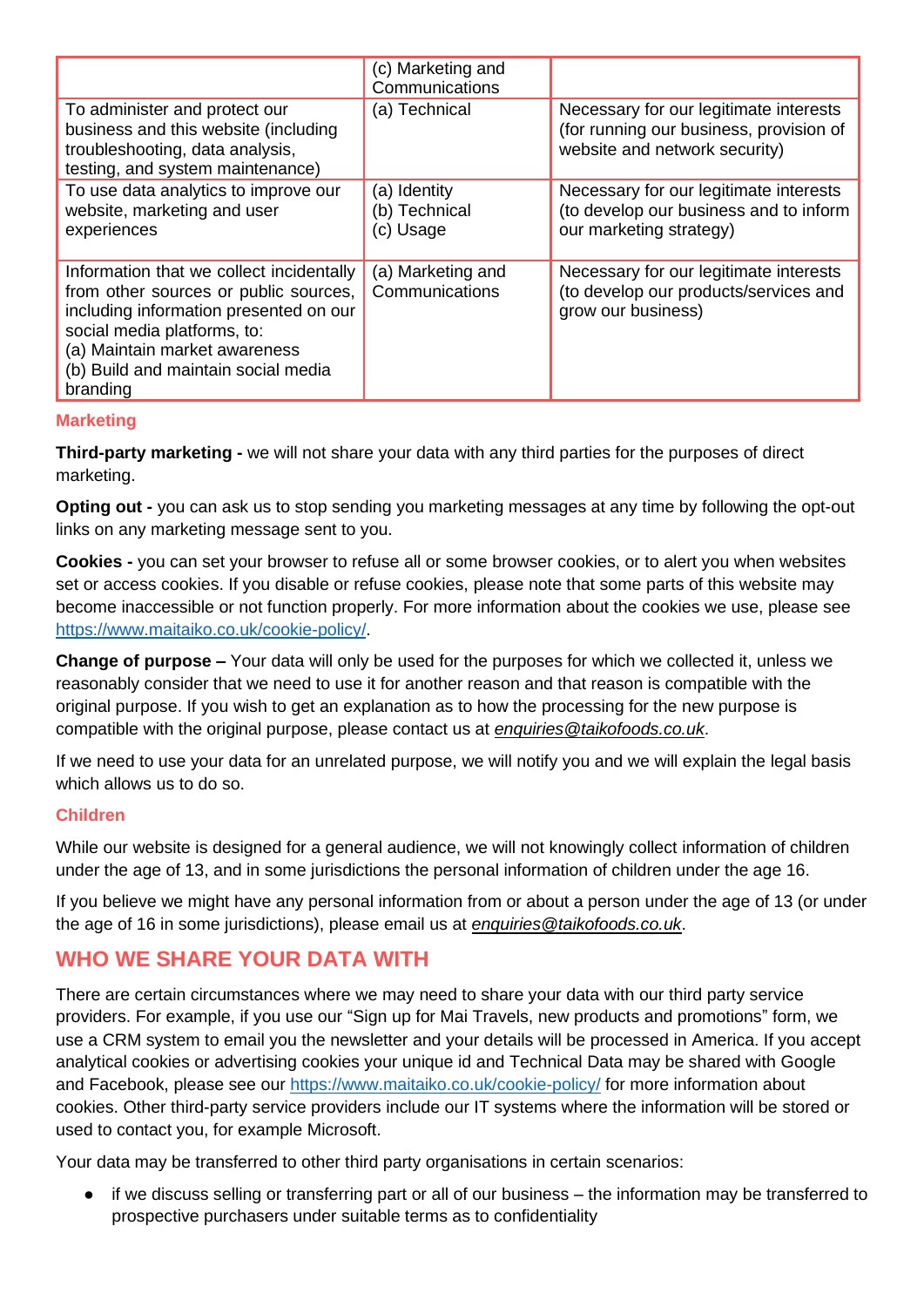| | | |
|---|---|---|
| | (c) Marketing and Communications | |
| To administer and protect our business and this website (including troubleshooting, data analysis, testing, and system maintenance) | (a) Technical | Necessary for our legitimate interests (for running our business, provision of website and network security) |
| To use data analytics to improve our website, marketing and user experiences | (a) Identity<br>(b) Technical<br>(c) Usage | Necessary for our legitimate interests (to develop our business and to inform our marketing strategy) |
| Information that we collect incidentally from other sources or public sources, including information presented on our social media platforms, to:<br>(a) Maintain market awareness<br>(b) Build and maintain social media branding | (a) Marketing and Communications | Necessary for our legitimate interests (to develop our products/services and grow our business) |

### Marketing

**Third-party marketing -** we will not share your data with any third parties for the purposes of direct marketing.

**Opting out -** you can ask us to stop sending you marketing messages at any time by following the opt-out links on any marketing message sent to you.

**Cookies -** you can set your browser to refuse all or some browser cookies, or to alert you when websites set or access cookies. If you disable or refuse cookies, please note that some parts of this website may become inaccessible or not function properly. For more information about the cookies we use, please see https://www.maitaiko.co.uk/cookie-policy/.

**Change of purpose –** Your data will only be used for the purposes for which we collected it, unless we reasonably consider that we need to use it for another reason and that reason is compatible with the original purpose. If you wish to get an explanation as to how the processing for the new purpose is compatible with the original purpose, please contact us at *enquiries@taikofoods.co.uk*.

If we need to use your data for an unrelated purpose, we will notify you and we will explain the legal basis which allows us to do so.

### Children

While our website is designed for a general audience, we will not knowingly collect information of children under the age of 13, and in some jurisdictions the personal information of children under the age 16.

If you believe we might have any personal information from or about a person under the age of 13 (or under the age of 16 in some jurisdictions), please email us at *enquiries@taikofoods.co.uk*.

## WHO WE SHARE YOUR DATA WITH

There are certain circumstances where we may need to share your data with our third party service providers. For example, if you use our "Sign up for Mai Travels, new products and promotions" form, we use a CRM system to email you the newsletter and your details will be processed in America. If you accept analytical cookies or advertising cookies your unique id and Technical Data may be shared with Google and Facebook, please see our https://www.maitaiko.co.uk/cookie-policy/ for more information about cookies. Other third-party service providers include our IT systems where the information will be stored or used to contact you, for example Microsoft.

Your data may be transferred to other third party organisations in certain scenarios:

- if we discuss selling or transferring part or all of our business – the information may be transferred to prospective purchasers under suitable terms as to confidentiality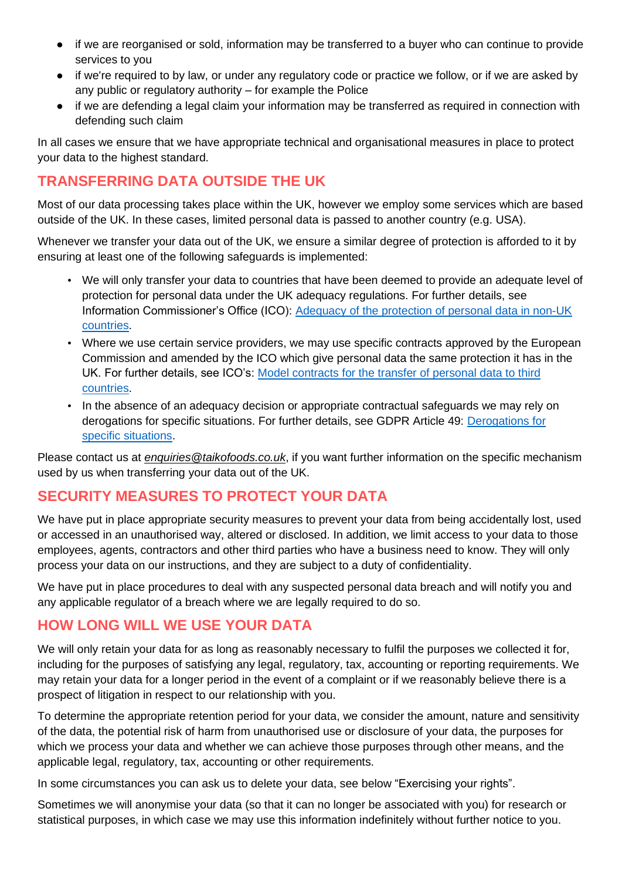- if we are reorganised or sold, information may be transferred to a buyer who can continue to provide services to you
- if we're required to by law, or under any regulatory code or practice we follow, or if we are asked by any public or regulatory authority – for example the Police
- if we are defending a legal claim your information may be transferred as required in connection with defending such claim

In all cases we ensure that we have appropriate technical and organisational measures in place to protect your data to the highest standard.

## TRANSFERRING DATA OUTSIDE THE UK

Most of our data processing takes place within the UK, however we employ some services which are based outside of the UK. In these cases, limited personal data is passed to another country (e.g. USA).

Whenever we transfer your data out of the UK, we ensure a similar degree of protection is afforded to it by ensuring at least one of the following safeguards is implemented:

- We will only transfer your data to countries that have been deemed to provide an adequate level of protection for personal data under the UK adequacy regulations. For further details, see Information Commissioner's Office (ICO): [Adequacy of the protection of personal data in non-UK countries](#).
- Where we use certain service providers, we may use specific contracts approved by the European Commission and amended by the ICO which give personal data the same protection it has in the UK. For further details, see ICO's: [Model contracts for the transfer of personal data to third countries](#).
- In the absence of an adequacy decision or appropriate contractual safeguards we may rely on derogations for specific situations. For further details, see GDPR Article 49: [Derogations for specific situations](#).

Please contact us at *enquiries@taikofoods.co.uk*, if you want further information on the specific mechanism used by us when transferring your data out of the UK.

## SECURITY MEASURES TO PROTECT YOUR DATA

We have put in place appropriate security measures to prevent your data from being accidentally lost, used or accessed in an unauthorised way, altered or disclosed. In addition, we limit access to your data to those employees, agents, contractors and other third parties who have a business need to know. They will only process your data on our instructions, and they are subject to a duty of confidentiality.

We have put in place procedures to deal with any suspected personal data breach and will notify you and any applicable regulator of a breach where we are legally required to do so.

## HOW LONG WILL WE USE YOUR DATA

We will only retain your data for as long as reasonably necessary to fulfil the purposes we collected it for, including for the purposes of satisfying any legal, regulatory, tax, accounting or reporting requirements. We may retain your data for a longer period in the event of a complaint or if we reasonably believe there is a prospect of litigation in respect to our relationship with you.

To determine the appropriate retention period for your data, we consider the amount, nature and sensitivity of the data, the potential risk of harm from unauthorised use or disclosure of your data, the purposes for which we process your data and whether we can achieve those purposes through other means, and the applicable legal, regulatory, tax, accounting or other requirements.

In some circumstances you can ask us to delete your data, see below "Exercising your rights".

Sometimes we will anonymise your data (so that it can no longer be associated with you) for research or statistical purposes, in which case we may use this information indefinitely without further notice to you.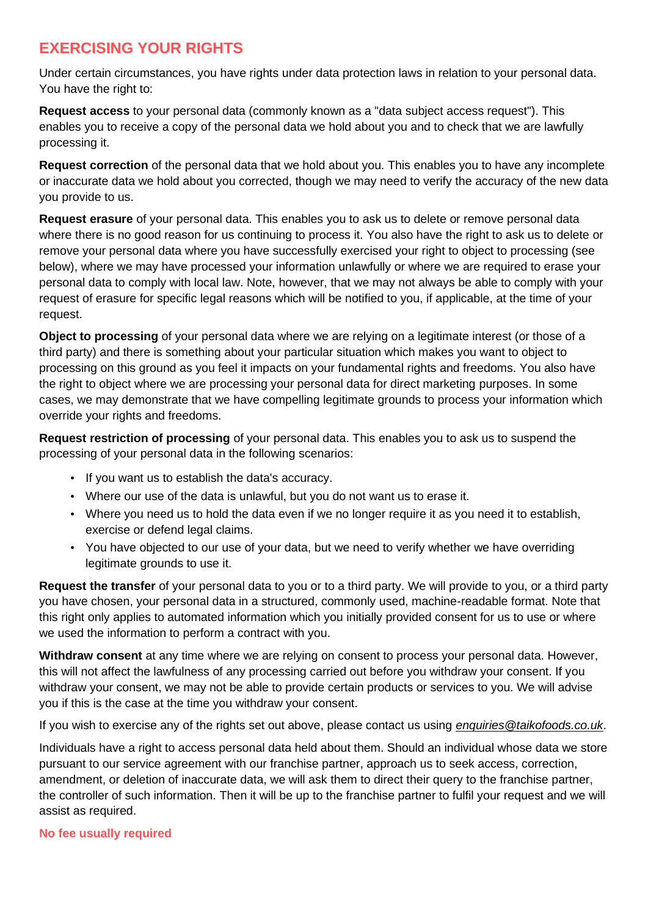## EXERCISING YOUR RIGHTS

Under certain circumstances, you have rights under data protection laws in relation to your personal data. You have the right to:

**Request access** to your personal data (commonly known as a "data subject access request"). This enables you to receive a copy of the personal data we hold about you and to check that we are lawfully processing it.

**Request correction** of the personal data that we hold about you. This enables you to have any incomplete or inaccurate data we hold about you corrected, though we may need to verify the accuracy of the new data you provide to us.

**Request erasure** of your personal data. This enables you to ask us to delete or remove personal data where there is no good reason for us continuing to process it. You also have the right to ask us to delete or remove your personal data where you have successfully exercised your right to object to processing (see below), where we may have processed your information unlawfully or where we are required to erase your personal data to comply with local law. Note, however, that we may not always be able to comply with your request of erasure for specific legal reasons which will be notified to you, if applicable, at the time of your request.

**Object to processing** of your personal data where we are relying on a legitimate interest (or those of a third party) and there is something about your particular situation which makes you want to object to processing on this ground as you feel it impacts on your fundamental rights and freedoms. You also have the right to object where we are processing your personal data for direct marketing purposes. In some cases, we may demonstrate that we have compelling legitimate grounds to process your information which override your rights and freedoms.

**Request restriction of processing** of your personal data. This enables you to ask us to suspend the processing of your personal data in the following scenarios:

- If you want us to establish the data's accuracy.
- Where our use of the data is unlawful, but you do not want us to erase it.
- Where you need us to hold the data even if we no longer require it as you need it to establish, exercise or defend legal claims.
- You have objected to our use of your data, but we need to verify whether we have overriding legitimate grounds to use it.

**Request the transfer** of your personal data to you or to a third party. We will provide to you, or a third party you have chosen, your personal data in a structured, commonly used, machine-readable format. Note that this right only applies to automated information which you initially provided consent for us to use or where we used the information to perform a contract with you.

**Withdraw consent** at any time where we are relying on consent to process your personal data. However, this will not affect the lawfulness of any processing carried out before you withdraw your consent. If you withdraw your consent, we may not be able to provide certain products or services to you. We will advise you if this is the case at the time you withdraw your consent.

If you wish to exercise any of the rights set out above, please contact us using *enquiries@taikofoods.co.uk*.

Individuals have a right to access personal data held about them. Should an individual whose data we store pursuant to our service agreement with our franchise partner, approach us to seek access, correction, amendment, or deletion of inaccurate data, we will ask them to direct their query to the franchise partner, the controller of such information. Then it will be up to the franchise partner to fulfil your request and we will assist as required.

### No fee usually required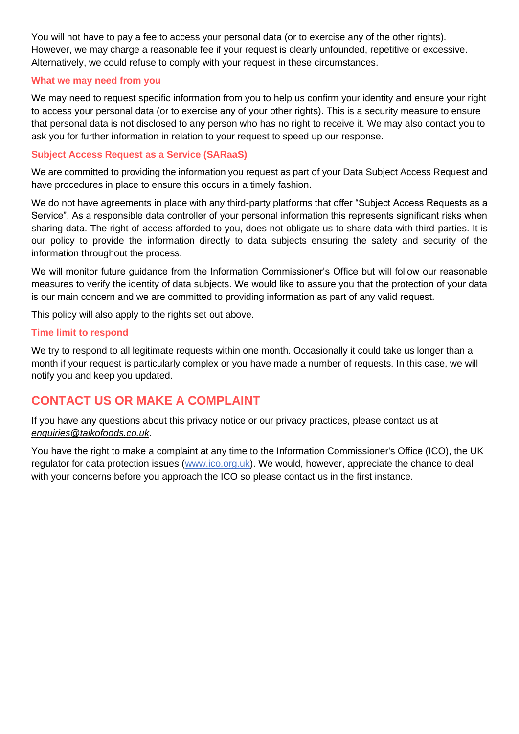You will not have to pay a fee to access your personal data (or to exercise any of the other rights). However, we may charge a reasonable fee if your request is clearly unfounded, repetitive or excessive. Alternatively, we could refuse to comply with your request in these circumstances.

### What we may need from you

We may need to request specific information from you to help us confirm your identity and ensure your right to access your personal data (or to exercise any of your other rights). This is a security measure to ensure that personal data is not disclosed to any person who has no right to receive it. We may also contact you to ask you for further information in relation to your request to speed up our response.

### Subject Access Request as a Service (SARaaS)

We are committed to providing the information you request as part of your Data Subject Access Request and have procedures in place to ensure this occurs in a timely fashion.

We do not have agreements in place with any third-party platforms that offer "Subject Access Requests as a Service". As a responsible data controller of your personal information this represents significant risks when sharing data. The right of access afforded to you, does not obligate us to share data with third-parties. It is our policy to provide the information directly to data subjects ensuring the safety and security of the information throughout the process.

We will monitor future guidance from the Information Commissioner's Office but will follow our reasonable measures to verify the identity of data subjects. We would like to assure you that the protection of your data is our main concern and we are committed to providing information as part of any valid request.

This policy will also apply to the rights set out above.

### Time limit to respond

We try to respond to all legitimate requests within one month. Occasionally it could take us longer than a month if your request is particularly complex or you have made a number of requests. In this case, we will notify you and keep you updated.

## CONTACT US OR MAKE A COMPLAINT

If you have any questions about this privacy notice or our privacy practices, please contact us at *enquiries@taikofoods.co.uk*.

You have the right to make a complaint at any time to the Information Commissioner's Office (ICO), the UK regulator for data protection issues (www.ico.org.uk). We would, however, appreciate the chance to deal with your concerns before you approach the ICO so please contact us in the first instance.